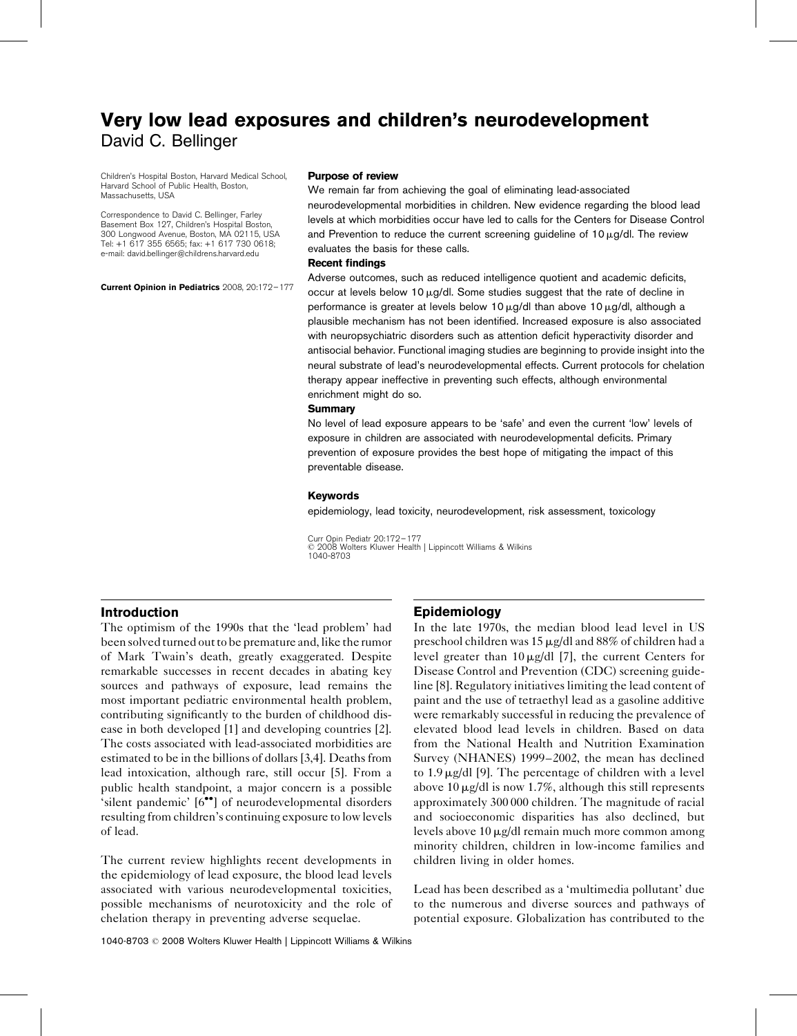# Very low lead exposures and children's neurodevelopment

David C. Bellinger

Children's Hospital Boston, Harvard Medical School, Harvard School of Public Health, Boston, Massachusetts, USA

Correspondence to David C. Bellinger, Farley Basement Box 127, Children's Hospital Boston, 300 Longwood Avenue, Boston, MA 02115, USA
Tel: +1 617 355 6565; fax: +1 617 730 0618;
e-mail: david.bellinger@childrens.harvard.edu

**Current Opinion in Pediatrics** 2008, 20:172–177

### Purpose of review

We remain far from achieving the goal of eliminating lead-associated neurodevelopmental morbidities in children. New evidence regarding the blood lead levels at which morbidities occur have led to calls for the Centers for Disease Control and Prevention to reduce the current screening guideline of 10 μg/dl. The review evaluates the basis for these calls.

### Recent findings

Adverse outcomes, such as reduced intelligence quotient and academic deficits, occur at levels below 10 μg/dl. Some studies suggest that the rate of decline in performance is greater at levels below 10 μg/dl than above 10 μg/dl, although a plausible mechanism has not been identified. Increased exposure is also associated with neuropsychiatric disorders such as attention deficit hyperactivity disorder and antisocial behavior. Functional imaging studies are beginning to provide insight into the neural substrate of lead's neurodevelopmental effects. Current protocols for chelation therapy appear ineffective in preventing such effects, although environmental enrichment might do so.

### Summary

No level of lead exposure appears to be 'safe' and even the current 'low' levels of exposure in children are associated with neurodevelopmental deficits. Primary prevention of exposure provides the best hope of mitigating the impact of this preventable disease.

### Keywords

epidemiology, lead toxicity, neurodevelopment, risk assessment, toxicology

Curr Opin Pediatr 20:172–177
© 2008 Wolters Kluwer Health | Lippincott Williams & Wilkins
1040-8703

## Introduction

The optimism of the 1990s that the 'lead problem' had been solved turned out to be premature and, like the rumor of Mark Twain's death, greatly exaggerated. Despite remarkable successes in recent decades in abating key sources and pathways of exposure, lead remains the most important pediatric environmental health problem, contributing significantly to the burden of childhood disease in both developed [1] and developing countries [2]. The costs associated with lead-associated morbidities are estimated to be in the billions of dollars [3,4]. Deaths from lead intoxication, although rare, still occur [5]. From a public health standpoint, a major concern is a possible 'silent pandemic' [6••] of neurodevelopmental disorders resulting from children's continuing exposure to low levels of lead.

The current review highlights recent developments in the epidemiology of lead exposure, the blood lead levels associated with various neurodevelopmental toxicities, possible mechanisms of neurotoxicity and the role of chelation therapy in preventing adverse sequelae.

## Epidemiology

In the late 1970s, the median blood lead level in US preschool children was 15 μg/dl and 88% of children had a level greater than 10 μg/dl [7], the current Centers for Disease Control and Prevention (CDC) screening guideline [8]. Regulatory initiatives limiting the lead content of paint and the use of tetraethyl lead as a gasoline additive were remarkably successful in reducing the prevalence of elevated blood lead levels in children. Based on data from the National Health and Nutrition Examination Survey (NHANES) 1999–2002, the mean has declined to 1.9 μg/dl [9]. The percentage of children with a level above 10 μg/dl is now 1.7%, although this still represents approximately 300 000 children. The magnitude of racial and socioeconomic disparities has also declined, but levels above 10 μg/dl remain much more common among minority children, children in low-income families and children living in older homes.

Lead has been described as a 'multimedia pollutant' due to the numerous and diverse sources and pathways of potential exposure. Globalization has contributed to the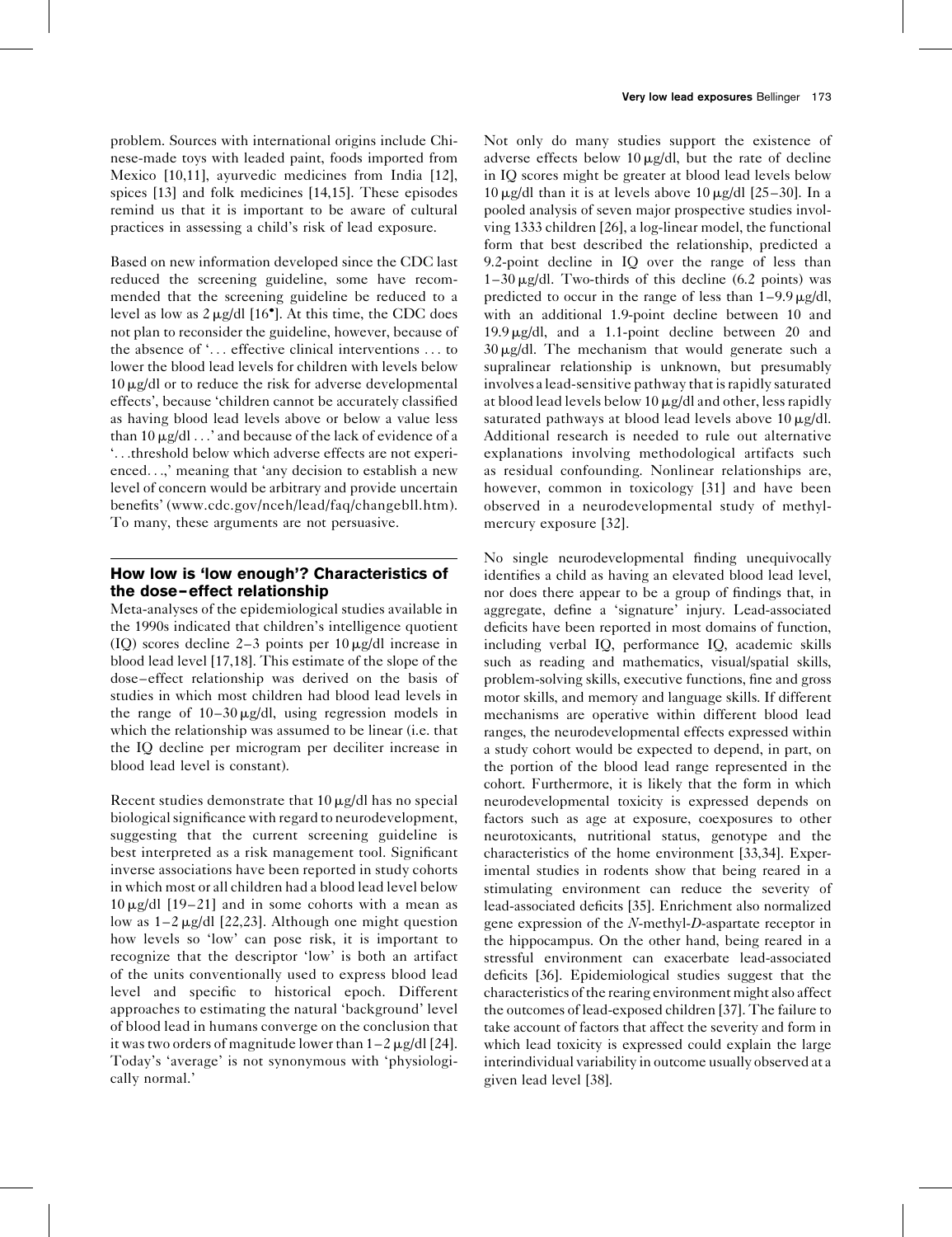problem. Sources with international origins include Chinese-made toys with leaded paint, foods imported from Mexico [10,11], ayurvedic medicines from India [12], spices [13] and folk medicines [14,15]. These episodes remind us that it is important to be aware of cultural practices in assessing a child's risk of lead exposure.

Based on new information developed since the CDC last reduced the screening guideline, some have recommended that the screening guideline be reduced to a level as low as 2 μg/dl [16•]. At this time, the CDC does not plan to reconsider the guideline, however, because of the absence of '... effective clinical interventions ... to lower the blood lead levels for children with levels below 10 μg/dl or to reduce the risk for adverse developmental effects', because 'children cannot be accurately classified as having blood lead levels above or below a value less than 10 μg/dl ...' and because of the lack of evidence of a '...threshold below which adverse effects are not experienced...,' meaning that 'any decision to establish a new level of concern would be arbitrary and provide uncertain benefits' (www.cdc.gov/nceh/lead/faq/changebll.htm). To many, these arguments are not persuasive.

## How low is 'low enough'? Characteristics of the dose–effect relationship

Meta-analyses of the epidemiological studies available in the 1990s indicated that children's intelligence quotient (IQ) scores decline 2–3 points per 10 μg/dl increase in blood lead level [17,18]. This estimate of the slope of the dose–effect relationship was derived on the basis of studies in which most children had blood lead levels in the range of 10–30 μg/dl, using regression models in which the relationship was assumed to be linear (i.e. that the IQ decline per microgram per deciliter increase in blood lead level is constant).

Recent studies demonstrate that 10 μg/dl has no special biological significance with regard to neurodevelopment, suggesting that the current screening guideline is best interpreted as a risk management tool. Significant inverse associations have been reported in study cohorts in which most or all children had a blood lead level below 10 μg/dl [19–21] and in some cohorts with a mean as low as 1–2 μg/dl [22,23]. Although one might question how levels so 'low' can pose risk, it is important to recognize that the descriptor 'low' is both an artifact of the units conventionally used to express blood lead level and specific to historical epoch. Different approaches to estimating the natural 'background' level of blood lead in humans converge on the conclusion that it was two orders of magnitude lower than 1–2 μg/dl [24]. Today's 'average' is not synonymous with 'physiologically normal.'

Not only do many studies support the existence of adverse effects below 10 μg/dl, but the rate of decline in IQ scores might be greater at blood lead levels below 10 μg/dl than it is at levels above 10 μg/dl [25–30]. In a pooled analysis of seven major prospective studies involving 1333 children [26], a log-linear model, the functional form that best described the relationship, predicted a 9.2-point decline in IQ over the range of less than 1–30 μg/dl. Two-thirds of this decline (6.2 points) was predicted to occur in the range of less than 1–9.9 μg/dl, with an additional 1.9-point decline between 10 and 19.9 μg/dl, and a 1.1-point decline between 20 and 30 μg/dl. The mechanism that would generate such a supralinear relationship is unknown, but presumably involves a lead-sensitive pathway that is rapidly saturated at blood lead levels below 10 μg/dl and other, less rapidly saturated pathways at blood lead levels above 10 μg/dl. Additional research is needed to rule out alternative explanations involving methodological artifacts such as residual confounding. Nonlinear relationships are, however, common in toxicology [31] and have been observed in a neurodevelopmental study of methylmercury exposure [32].

No single neurodevelopmental finding unequivocally identifies a child as having an elevated blood lead level, nor does there appear to be a group of findings that, in aggregate, define a 'signature' injury. Lead-associated deficits have been reported in most domains of function, including verbal IQ, performance IQ, academic skills such as reading and mathematics, visual/spatial skills, problem-solving skills, executive functions, fine and gross motor skills, and memory and language skills. If different mechanisms are operative within different blood lead ranges, the neurodevelopmental effects expressed within a study cohort would be expected to depend, in part, on the portion of the blood lead range represented in the cohort. Furthermore, it is likely that the form in which neurodevelopmental toxicity is expressed depends on factors such as age at exposure, coexposures to other neurotoxicants, nutritional status, genotype and the characteristics of the home environment [33,34]. Experimental studies in rodents show that being reared in a stimulating environment can reduce the severity of lead-associated deficits [35]. Enrichment also normalized gene expression of the *N*-methyl-*D*-aspartate receptor in the hippocampus. On the other hand, being reared in a stressful environment can exacerbate lead-associated deficits [36]. Epidemiological studies suggest that the characteristics of the rearing environment might also affect the outcomes of lead-exposed children [37]. The failure to take account of factors that affect the severity and form in which lead toxicity is expressed could explain the large interindividual variability in outcome usually observed at a given lead level [38].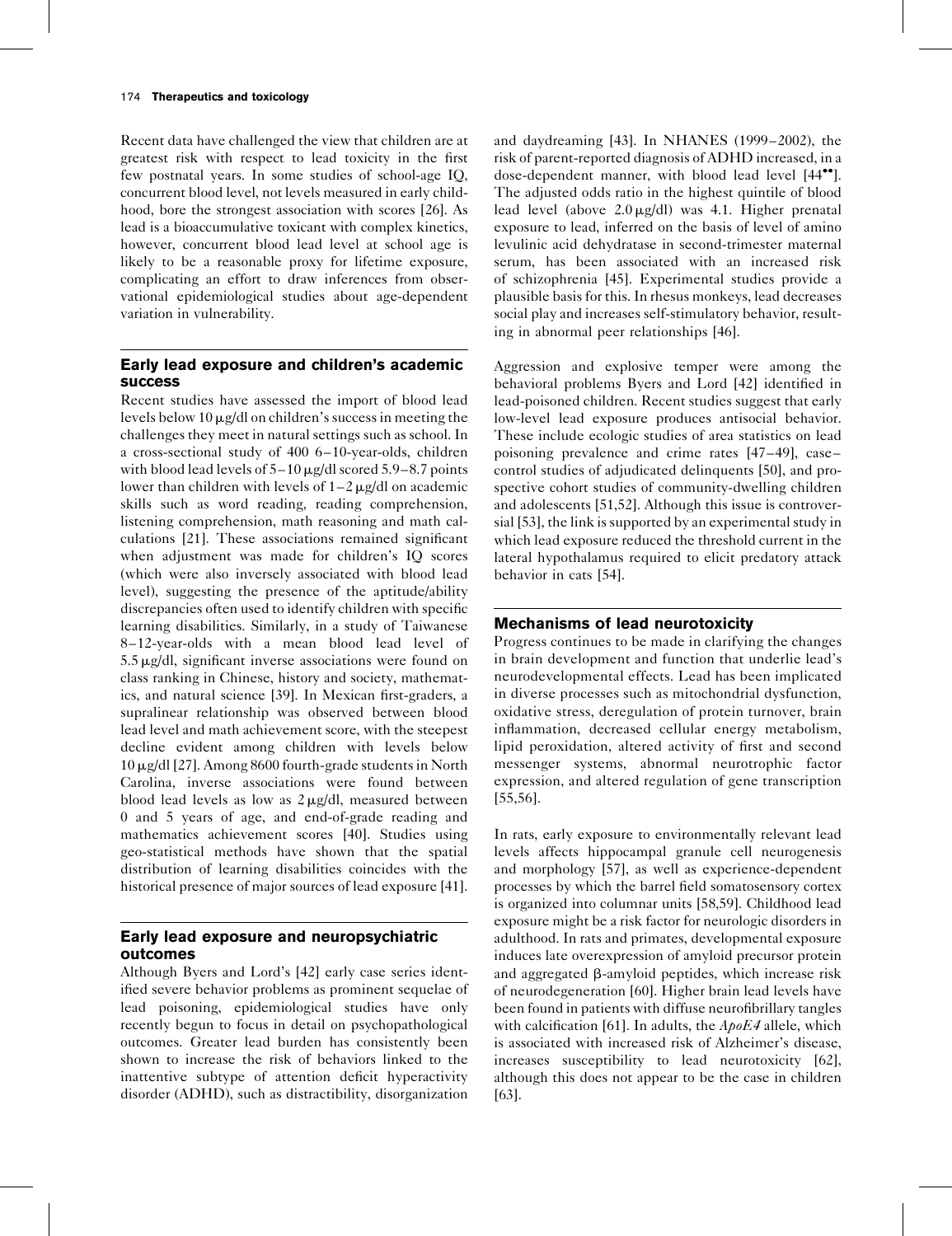Recent data have challenged the view that children are at greatest risk with respect to lead toxicity in the first few postnatal years. In some studies of school-age IQ, concurrent blood level, not levels measured in early childhood, bore the strongest association with scores [26]. As lead is a bioaccumulative toxicant with complex kinetics, however, concurrent blood lead level at school age is likely to be a reasonable proxy for lifetime exposure, complicating an effort to draw inferences from observational epidemiological studies about age-dependent variation in vulnerability.

## Early lead exposure and children's academic success

Recent studies have assessed the import of blood lead levels below 10 μg/dl on children's success in meeting the challenges they meet in natural settings such as school. In a cross-sectional study of 400 6–10-year-olds, children with blood lead levels of 5–10 μg/dl scored 5.9–8.7 points lower than children with levels of 1–2 μg/dl on academic skills such as word reading, reading comprehension, listening comprehension, math reasoning and math calculations [21]. These associations remained significant when adjustment was made for children's IQ scores (which were also inversely associated with blood lead level), suggesting the presence of the aptitude/ability discrepancies often used to identify children with specific learning disabilities. Similarly, in a study of Taiwanese 8–12-year-olds with a mean blood lead level of 5.5 μg/dl, significant inverse associations were found on class ranking in Chinese, history and society, mathematics, and natural science [39]. In Mexican first-graders, a supralinear relationship was observed between blood lead level and math achievement score, with the steepest decline evident among children with levels below 10 μg/dl [27]. Among 8600 fourth-grade students in North Carolina, inverse associations were found between blood lead levels as low as 2 μg/dl, measured between 0 and 5 years of age, and end-of-grade reading and mathematics achievement scores [40]. Studies using geo-statistical methods have shown that the spatial distribution of learning disabilities coincides with the historical presence of major sources of lead exposure [41].

## Early lead exposure and neuropsychiatric outcomes

Although Byers and Lord's [42] early case series identified severe behavior problems as prominent sequelae of lead poisoning, epidemiological studies have only recently begun to focus in detail on psychopathological outcomes. Greater lead burden has consistently been shown to increase the risk of behaviors linked to the inattentive subtype of attention deficit hyperactivity disorder (ADHD), such as distractibility, disorganization and daydreaming [43]. In NHANES (1999–2002), the risk of parent-reported diagnosis of ADHD increased, in a dose-dependent manner, with blood lead level [44••]. The adjusted odds ratio in the highest quintile of blood lead level (above 2.0 μg/dl) was 4.1. Higher prenatal exposure to lead, inferred on the basis of level of amino levulinic acid dehydratase in second-trimester maternal serum, has been associated with an increased risk of schizophrenia [45]. Experimental studies provide a plausible basis for this. In rhesus monkeys, lead decreases social play and increases self-stimulatory behavior, resulting in abnormal peer relationships [46].

Aggression and explosive temper were among the behavioral problems Byers and Lord [42] identified in lead-poisoned children. Recent studies suggest that early low-level lead exposure produces antisocial behavior. These include ecologic studies of area statistics on lead poisoning prevalence and crime rates [47–49], case–control studies of adjudicated delinquents [50], and prospective cohort studies of community-dwelling children and adolescents [51,52]. Although this issue is controversial [53], the link is supported by an experimental study in which lead exposure reduced the threshold current in the lateral hypothalamus required to elicit predatory attack behavior in cats [54].

## Mechanisms of lead neurotoxicity

Progress continues to be made in clarifying the changes in brain development and function that underlie lead's neurodevelopmental effects. Lead has been implicated in diverse processes such as mitochondrial dysfunction, oxidative stress, deregulation of protein turnover, brain inflammation, decreased cellular energy metabolism, lipid peroxidation, altered activity of first and second messenger systems, abnormal neurotrophic factor expression, and altered regulation of gene transcription [55,56].

In rats, early exposure to environmentally relevant lead levels affects hippocampal granule cell neurogenesis and morphology [57], as well as experience-dependent processes by which the barrel field somatosensory cortex is organized into columnar units [58,59]. Childhood lead exposure might be a risk factor for neurologic disorders in adulthood. In rats and primates, developmental exposure induces late overexpression of amyloid precursor protein and aggregated β-amyloid peptides, which increase risk of neurodegeneration [60]. Higher brain lead levels have been found in patients with diffuse neurofibrillary tangles with calcification [61]. In adults, the *ApoE4* allele, which is associated with increased risk of Alzheimer's disease, increases susceptibility to lead neurotoxicity [62], although this does not appear to be the case in children [63].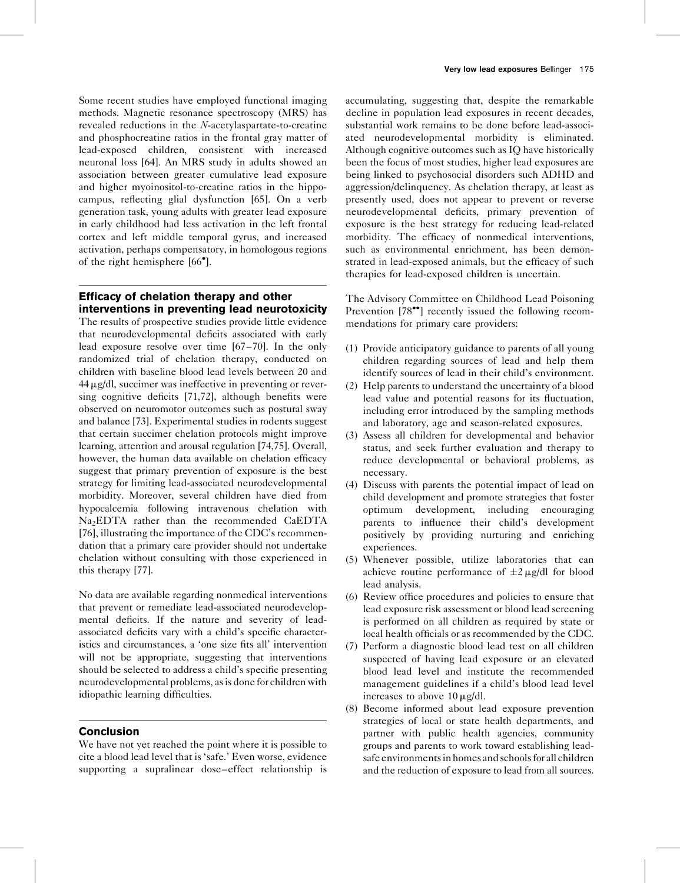Some recent studies have employed functional imaging methods. Magnetic resonance spectroscopy (MRS) has revealed reductions in the *N*-acetylaspartate-to-creatine and phosphocreatine ratios in the frontal gray matter of lead-exposed children, consistent with increased neuronal loss [64]. An MRS study in adults showed an association between greater cumulative lead exposure and higher myoinositol-to-creatine ratios in the hippocampus, reflecting glial dysfunction [65]. On a verb generation task, young adults with greater lead exposure in early childhood had less activation in the left frontal cortex and left middle temporal gyrus, and increased activation, perhaps compensatory, in homologous regions of the right hemisphere [66•].

## Efficacy of chelation therapy and other interventions in preventing lead neurotoxicity

The results of prospective studies provide little evidence that neurodevelopmental deficits associated with early lead exposure resolve over time [67–70]. In the only randomized trial of chelation therapy, conducted on children with baseline blood lead levels between 20 and 44 μg/dl, succimer was ineffective in preventing or reversing cognitive deficits [71,72], although benefits were observed on neuromotor outcomes such as postural sway and balance [73]. Experimental studies in rodents suggest that certain succimer chelation protocols might improve learning, attention and arousal regulation [74,75]. Overall, however, the human data available on chelation efficacy suggest that primary prevention of exposure is the best strategy for limiting lead-associated neurodevelopmental morbidity. Moreover, several children have died from hypocalcemia following intravenous chelation with $Na_2EDTA$ rather than the recommended CaEDTA [76], illustrating the importance of the CDC's recommendation that a primary care provider should not undertake chelation without consulting with those experienced in this therapy [77].

No data are available regarding nonmedical interventions that prevent or remediate lead-associated neurodevelopmental deficits. If the nature and severity of lead-associated deficits vary with a child's specific characteristics and circumstances, a 'one size fits all' intervention will not be appropriate, suggesting that interventions should be selected to address a child's specific presenting neurodevelopmental problems, as is done for children with idiopathic learning difficulties.

## Conclusion

We have not yet reached the point where it is possible to cite a blood lead level that is 'safe.' Even worse, evidence supporting a supralinear dose–effect relationship is accumulating, suggesting that, despite the remarkable decline in population lead exposures in recent decades, substantial work remains to be done before lead-associated neurodevelopmental morbidity is eliminated. Although cognitive outcomes such as IQ have historically been the focus of most studies, higher lead exposures are being linked to psychosocial disorders such ADHD and aggression/delinquency. As chelation therapy, at least as presently used, does not appear to prevent or reverse neurodevelopmental deficits, primary prevention of exposure is the best strategy for reducing lead-related morbidity. The efficacy of nonmedical interventions, such as environmental enrichment, has been demonstrated in lead-exposed animals, but the efficacy of such therapies for lead-exposed children is uncertain.

The Advisory Committee on Childhood Lead Poisoning Prevention [78••] recently issued the following recommendations for primary care providers:

(1) Provide anticipatory guidance to parents of all young children regarding sources of lead and help them identify sources of lead in their child's environment.
(2) Help parents to understand the uncertainty of a blood lead value and potential reasons for its fluctuation, including error introduced by the sampling methods and laboratory, age and season-related exposures.
(3) Assess all children for developmental and behavior status, and seek further evaluation and therapy to reduce developmental or behavioral problems, as necessary.
(4) Discuss with parents the potential impact of lead on child development and promote strategies that foster optimum development, including encouraging parents to influence their child's development positively by providing nurturing and enriching experiences.
(5) Whenever possible, utilize laboratories that can achieve routine performance of ±2 μg/dl for blood lead analysis.
(6) Review office procedures and policies to ensure that lead exposure risk assessment or blood lead screening is performed on all children as required by state or local health officials or as recommended by the CDC.
(7) Perform a diagnostic blood lead test on all children suspected of having lead exposure or an elevated blood lead level and institute the recommended management guidelines if a child's blood lead level increases to above 10 μg/dl.
(8) Become informed about lead exposure prevention strategies of local or state health departments, and partner with public health agencies, community groups and parents to work toward establishing lead-safe environments in homes and schools for all children and the reduction of exposure to lead from all sources.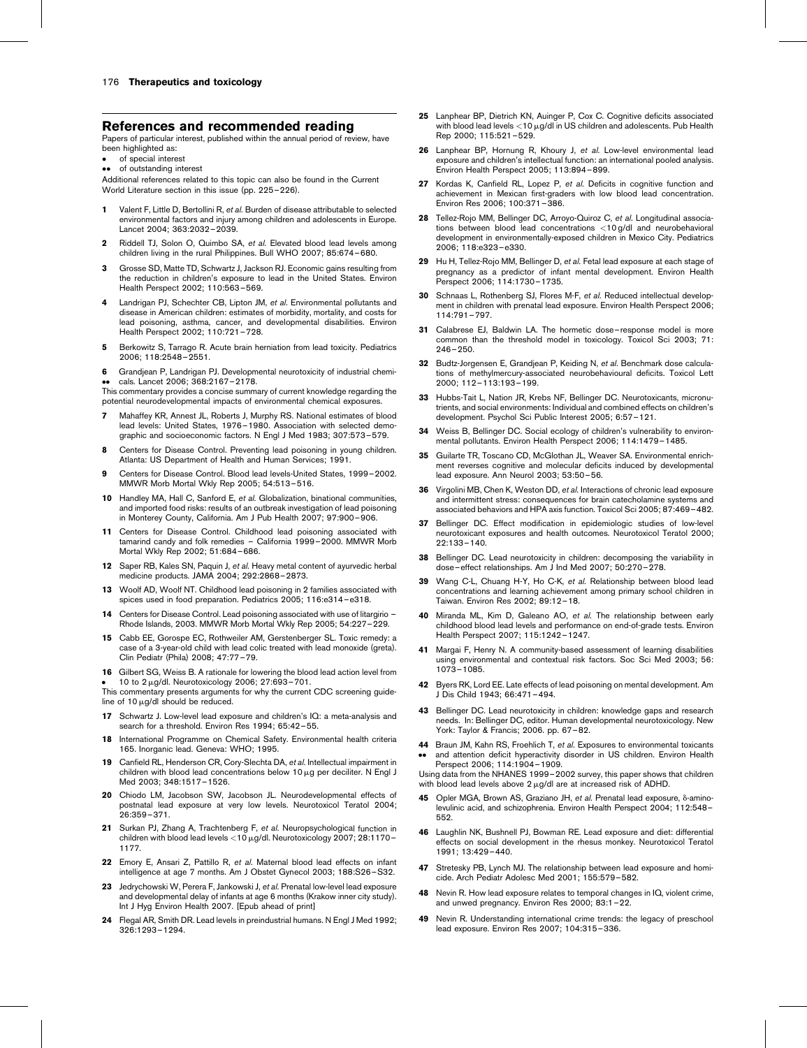## References and recommended reading

Papers of particular interest, published within the annual period of review, have been highlighted as:

- • of special interest
- •• of outstanding interest

Additional references related to this topic can also be found in the Current World Literature section in this issue (pp. 225–226).

1. Valent F, Little D, Bertollini R, *et al.* Burden of disease attributable to selected environmental factors and injury among children and adolescents in Europe. Lancet 2004; 363:2032–2039.
2. Riddell TJ, Solon O, Quimbo SA, *et al.* Elevated blood lead levels among children living in the rural Philippines. Bull WHO 2007; 85:674–680.
3. Grosse SD, Matte TD, Schwartz J, Jackson RJ. Economic gains resulting from the reduction in children's exposure to lead in the United States. Environ Health Perspect 2002; 110:563–569.
4. Landrigan PJ, Schechter CB, Lipton JM, *et al.* Environmental pollutants and disease in American children: estimates of morbidity, mortality, and costs for lead poisoning, asthma, cancer, and developmental disabilities. Environ Health Perspect 2002; 110:721–728.
5. Berkowitz S, Tarrago R. Acute brain herniation from lead toxicity. Pediatrics 2006; 118:2548–2551.
6. •• Grandjean P, Landrigan PJ. Developmental neurotoxicity of industrial chemicals. Lancet 2006; 368:2167–2178.

   This commentary provides a concise summary of current knowledge regarding the potential neurodevelopmental impacts of environmental chemical exposures.
7. Mahaffey KR, Annest JL, Roberts J, Murphy RS. National estimates of blood lead levels: United States, 1976–1980. Association with selected demographic and socioeconomic factors. N Engl J Med 1983; 307:573–579.
8. Centers for Disease Control. Preventing lead poisoning in young children. Atlanta: US Department of Health and Human Services; 1991.
9. Centers for Disease Control. Blood lead levels-United States, 1999–2002. MMWR Morb Mortal Wkly Rep 2005; 54:513–516.
10. Handley MA, Hall C, Sanford E, *et al.* Globalization, binational communities, and imported food risks: results of an outbreak investigation of lead poisoning in Monterey County, California. Am J Pub Health 2007; 97:900–906.
11. Centers for Disease Control. Childhood lead poisoning associated with tamarind candy and folk remedies – California 1999–2000. MMWR Morb Mortal Wkly Rep 2002; 51:684–686.
12. Saper RB, Kales SN, Paquin J, *et al.* Heavy metal content of ayurvedic herbal medicine products. JAMA 2004; 292:2868–2873.
13. Woolf AD, Woolf NT. Childhood lead poisoning in 2 families associated with spices used in food preparation. Pediatrics 2005; 116:e314–e318.
14. Centers for Disease Control. Lead poisoning associated with use of litargirio – Rhode Islands, 2003. MMWR Morb Mortal Wkly Rep 2005; 54:227–229.
15. Cabb EE, Gorospe EC, Rothweiler AM, Gerstenberger SL. Toxic remedy: a case of a 3-year-old child with lead colic treated with lead monoxide (greta). Clin Pediatr (Phila) 2008; 47:77–79.
16. • Gilbert SG, Weiss B. A rationale for lowering the blood lead action level from 10 to 2 μg/dl. Neurotoxicology 2006; 27:693–701.

   This commentary presents arguments for why the current CDC screening guideline of 10 μg/dl should be reduced.
17. Schwartz J. Low-level lead exposure and children's IQ: a meta-analysis and search for a threshold. Environ Res 1994; 65:42–55.
18. International Programme on Chemical Safety. Environmental health criteria 165. Inorganic lead. Geneva: WHO; 1995.
19. Canfield RL, Henderson CR, Cory-Slechta DA, *et al.* Intellectual impairment in children with blood lead concentrations below 10 μg per deciliter. N Engl J Med 2003; 348:1517–1526.
20. Chiodo LM, Jacobson SW, Jacobson JL. Neurodevelopmental effects of postnatal lead exposure at very low levels. Neurotoxicol Teratol 2004; 26:359–371.
21. Surkan PJ, Zhang A, Trachtenberg F, *et al.* Neuropsychological function in children with blood lead levels <10 μg/dl. Neurotoxicology 2007; 28:1170–1177.
22. Emory E, Ansari Z, Pattillo R, *et al.* Maternal blood lead effects on infant intelligence at age 7 months. Am J Obstet Gynecol 2003; 188:S26–S32.
23. Jedrychowski W, Perera F, Jankowski J, *et al.* Prenatal low-level lead exposure and developmental delay of infants at age 6 months (Krakow inner city study). Int J Hyg Environ Health 2007. [Epub ahead of print]
24. Flegal AR, Smith DR. Lead levels in preindustrial humans. N Engl J Med 1992; 326:1293–1294.
25. Lanphear BP, Dietrich KN, Auinger P, Cox C. Cognitive deficits associated with blood lead levels <10 μg/dl in US children and adolescents. Pub Health Rep 2000; 115:521–529.
26. Lanphear BP, Hornung R, Khoury J, *et al.* Low-level environmental lead exposure and children's intellectual function: an international pooled analysis. Environ Health Perspect 2005; 113:894–899.
27. Kordas K, Canfield RL, Lopez P, *et al.* Deficits in cognitive function and achievement in Mexican first-graders with low blood lead concentration. Environ Res 2006; 100:371–386.
28. Tellez-Rojo MM, Bellinger DC, Arroyo-Quiroz C, *et al.* Longitudinal associations between blood lead concentrations <10 g/dl and neurobehavioral development in environmentally-exposed children in Mexico City. Pediatrics 2006; 118:e323–e330.
29. Hu H, Tellez-Rojo MM, Bellinger D, *et al.* Fetal lead exposure at each stage of pregnancy as a predictor of infant mental development. Environ Health Perspect 2006; 114:1730–1735.
30. Schnaas L, Rothenberg SJ, Flores M-F, *et al.* Reduced intellectual development in children with prenatal lead exposure. Environ Health Perspect 2006; 114:791–797.
31. Calabrese EJ, Baldwin LA. The hormetic dose–response model is more common than the threshold model in toxicology. Toxicol Sci 2003; 71: 246–250.
32. Budtz-Jorgensen E, Grandjean P, Keiding N, *et al.* Benchmark dose calculations of methylmercury-associated neurobehavioural deficits. Toxicol Lett 2000; 112–113:193–199.
33. Hubbs-Tait L, Nation JR, Krebs NF, Bellinger DC. Neurotoxicants, micronutrients, and social environments: Individual and combined effects on children's development. Psychol Sci Public Interest 2005; 6:57–121.
34. Weiss B, Bellinger DC. Social ecology of children's vulnerability to environmental pollutants. Environ Health Perspect 2006; 114:1479–1485.
35. Guilarte TR, Toscano CD, McGlothan JL, Weaver SA. Environmental enrichment reverses cognitive and molecular deficits induced by developmental lead exposure. Ann Neurol 2003; 53:50–56.
36. Virgolini MB, Chen K, Weston DD, *et al.* Interactions of chronic lead exposure and intermittent stress: consequences for brain catecholamine systems and associated behaviors and HPA axis function. Toxicol Sci 2005; 87:469–482.
37. Bellinger DC. Effect modification in epidemiologic studies of low-level neurotoxicant exposures and health outcomes. Neurotoxicol Teratol 2000; 22:133–140.
38. Bellinger DC. Lead neurotoxicity in children: decomposing the variability in dose–effect relationships. Am J Ind Med 2007; 50:270–278.
39. Wang C-L, Chuang H-Y, Ho C-K, *et al.* Relationship between blood lead concentrations and learning achievement among primary school children in Taiwan. Environ Res 2002; 89:12–18.
40. Miranda ML, Kim D, Galeano AO, *et al.* The relationship between early childhood blood lead levels and performance on end-of-grade tests. Environ Health Perspect 2007; 115:1242–1247.
41. Margai F, Henry N. A community-based assessment of learning disabilities using environmental and contextual risk factors. Soc Sci Med 2003; 56: 1073–1085.
42. Byers RK, Lord EE. Late effects of lead poisoning on mental development. Am J Dis Child 1943; 66:471–494.
43. Bellinger DC. Lead neurotoxicity in children: knowledge gaps and research needs. In: Bellinger DC, editor. Human developmental neurotoxicology. New York: Taylor & Francis; 2006. pp. 67–82.
44. •• Braun JM, Kahn RS, Froehlich T, *et al.* Exposures to environmental toxicants and attention deficit hyperactivity disorder in US children. Environ Health Perspect 2006; 114:1904–1909.

   Using data from the NHANES 1999–2002 survey, this paper shows that children with blood lead levels above 2 μg/dl are at increased risk of ADHD.
45. Opler MGA, Brown AS, Graziano JH, *et al.* Prenatal lead exposure, δ-aminolevulinic acid, and schizophrenia. Environ Health Perspect 2004; 112:548–552.
46. Laughlin NK, Bushnell PJ, Bowman RE. Lead exposure and diet: differential effects on social development in the rhesus monkey. Neurotoxicol Teratol 1991; 13:429–440.
47. Stretesky PB, Lynch MJ. The relationship between lead exposure and homicide. Arch Pediatr Adolesc Med 2001; 155:579–582.
48. Nevin R. How lead exposure relates to temporal changes in IQ, violent crime, and unwed pregnancy. Environ Res 2000; 83:1–22.
49. Nevin R. Understanding international crime trends: the legacy of preschool lead exposure. Environ Res 2007; 104:315–336.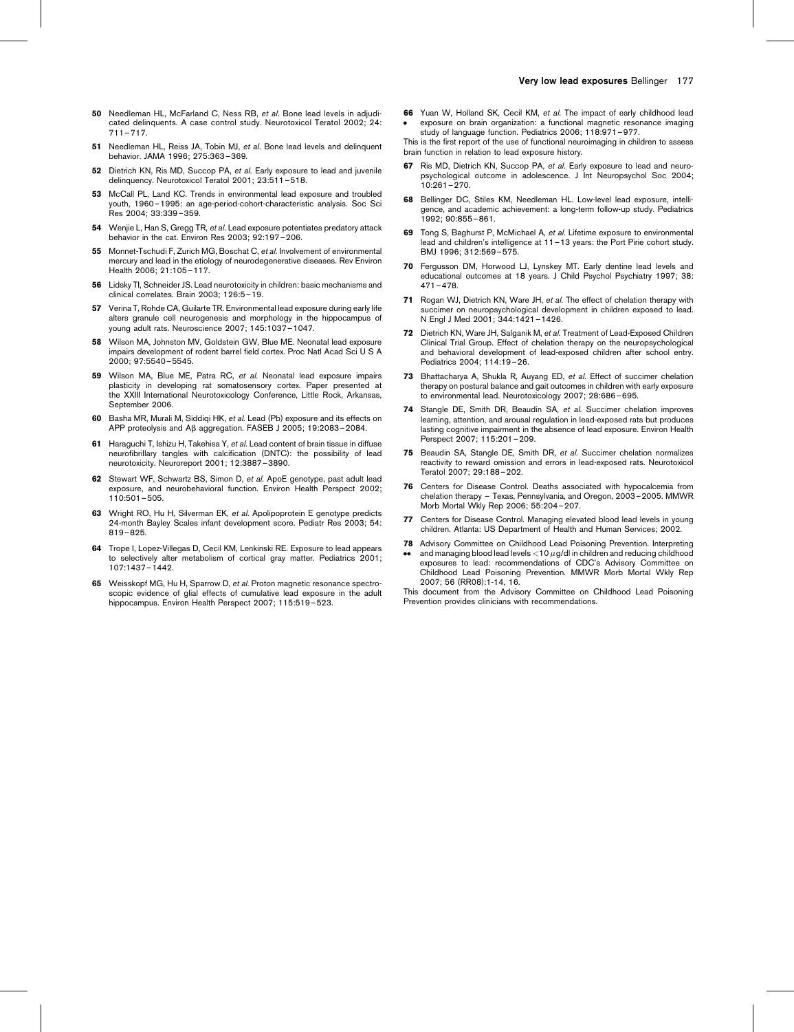50 Needleman HL, McFarland C, Ness RB, *et al.* Bone lead levels in adjudicated delinquents. A case control study. Neurotoxicol Teratol 2002; 24: 711–717.

51 Needleman HL, Reiss JA, Tobin MJ, *et al.* Bone lead levels and delinquent behavior. JAMA 1996; 275:363–369.

52 Dietrich KN, Ris MD, Succop PA, *et al.* Early exposure to lead and juvenile delinquency. Neurotoxicol Teratol 2001; 23:511–518.

53 McCall PL, Land KC. Trends in environmental lead exposure and troubled youth, 1960–1995: an age-period-cohort-characteristic analysis. Soc Sci Res 2004; 33:339–359.

54 Wenjie L, Han S, Gregg TR, *et al.* Lead exposure potentiates predatory attack behavior in the cat. Environ Res 2003; 92:197–206.

55 Monnet-Tschudi F, Zurich MG, Boschat C, *et al.* Involvement of environmental mercury and lead in the etiology of neurodegenerative diseases. Rev Environ Health 2006; 21:105–117.

56 Lidsky TI, Schneider JS. Lead neurotoxicity in children: basic mechanisms and clinical correlates. Brain 2003; 126:5–19.

57 Verina T, Rohde CA, Guilarte TR. Environmental lead exposure during early life alters granule cell neurogenesis and morphology in the hippocampus of young adult rats. Neuroscience 2007; 145:1037–1047.

58 Wilson MA, Johnston MV, Goldstein GW, Blue ME. Neonatal lead exposure impairs development of rodent barrel field cortex. Proc Natl Acad Sci U S A 2000; 97:5540–5545.

59 Wilson MA, Blue ME, Patra RC, *et al.* Neonatal lead exposure impairs plasticity in developing rat somatosensory cortex. Paper presented at the XXIII International Neurotoxicology Conference, Little Rock, Arkansas, September 2006.

60 Basha MR, Murali M, Siddiqi HK, *et al.* Lead (Pb) exposure and its effects on APP proteolysis and Aβ aggregation. FASEB J 2005; 19:2083–2084.

61 Haraguchi T, Ishizu H, Takehisa Y, *et al.* Lead content of brain tissue in diffuse neurofibrillary tangles with calcification (DNTC): the possibility of lead neurotoxicity. Neuroreport 2001; 12:3887–3890.

62 Stewart WF, Schwartz BS, Simon D, *et al.* ApoE genotype, past adult lead exposure, and neurobehavioral function. Environ Health Perspect 2002; 110:501–505.

63 Wright RO, Hu H, Silverman EK, *et al.* Apolipoprotein E genotype predicts 24-month Bayley Scales infant development score. Pediatr Res 2003; 54: 819–825.

64 Trope I, Lopez-Villegas D, Cecil KM, Lenkinski RE. Exposure to lead appears to selectively alter metabolism of cortical gray matter. Pediatrics 2001; 107:1437–1442.

65 Weisskopf MG, Hu H, Sparrow D, *et al.* Proton magnetic resonance spectroscopic evidence of glial effects of cumulative lead exposure in the adult hippocampus. Environ Health Perspect 2007; 115:519–523.

66 • Yuan W, Holland SK, Cecil KM, *et al.* The impact of early childhood lead exposure on brain organization: a functional magnetic resonance imaging study of language function. Pediatrics 2006; 118:971–977.

This is the first report of the use of functional neuroimaging in children to assess brain function in relation to lead exposure history.

67 Ris MD, Dietrich KN, Succop PA, *et al.* Early exposure to lead and neuropsychological outcome in adolescence. J Int Neuropsychol Soc 2004; 10:261–270.

68 Bellinger DC, Stiles KM, Needleman HL. Low-level lead exposure, intelligence, and academic achievement: a long-term follow-up study. Pediatrics 1992; 90:855–861.

69 Tong S, Baghurst P, McMichael A, *et al.* Lifetime exposure to environmental lead and children's intelligence at 11–13 years: the Port Pirie cohort study. BMJ 1996; 312:569–575.

70 Fergusson DM, Horwood LJ, Lynskey MT. Early dentine lead levels and educational outcomes at 18 years. J Child Psychol Psychiatry 1997; 38: 471–478.

71 Rogan WJ, Dietrich KN, Ware JH, *et al.* The effect of chelation therapy with succimer on neuropsychological development in children exposed to lead. N Engl J Med 2001; 344:1421–1426.

72 Dietrich KN, Ware JH, Salganik M, *et al.* Treatment of Lead-Exposed Children Clinical Trial Group. Effect of chelation therapy on the neuropsychological and behavioral development of lead-exposed children after school entry. Pediatrics 2004; 114:19–26.

73 Bhattacharya A, Shukla R, Auyang ED, *et al.* Effect of succimer chelation therapy on postural balance and gait outcomes in children with early exposure to environmental lead. Neurotoxicology 2007; 28:686–695.

74 Stangle DE, Smith DR, Beaudin SA, *et al.* Succimer chelation improves learning, attention, and arousal regulation in lead-exposed rats but produces lasting cognitive impairment in the absence of lead exposure. Environ Health Perspect 2007; 115:201–209.

75 Beaudin SA, Stangle DE, Smith DR, *et al.* Succimer chelation normalizes reactivity to reward omission and errors in lead-exposed rats. Neurotoxicol Teratol 2007; 29:188–202.

76 Centers for Disease Control. Deaths associated with hypocalcemia from chelation therapy – Texas, Pennsylvania, and Oregon, 2003–2005. MMWR Morb Mortal Wkly Rep 2006; 55:204–207.

77 Centers for Disease Control. Managing elevated blood lead levels in young children. Atlanta: US Department of Health and Human Services; 2002.

78 •• Advisory Committee on Childhood Lead Poisoning Prevention. Interpreting and managing blood lead levels $<10\,\mu$g/dl in children and reducing childhood exposures to lead: recommendations of CDC's Advisory Committee on Childhood Lead Poisoning Prevention. MMWR Morb Mortal Wkly Rep 2007; 56 (RR08):1-14, 16.

This document from the Advisory Committee on Childhood Lead Poisoning Prevention provides clinicians with recommendations.